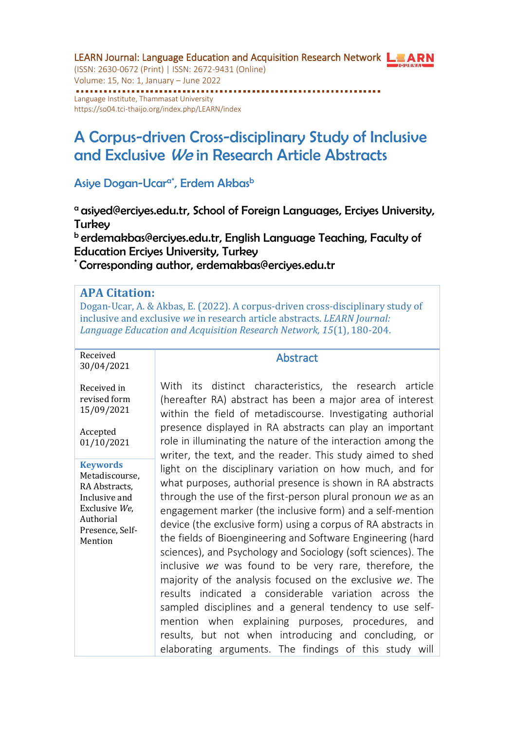LEARN Journal: Language Education and Acquisition Research Network
(ISSN: 2630-0672 (Print) | ISSN: 2672-9431 (Online)
Volume: 15, No: 1, January – June 2022

Language Institute, Thammasat University
https://so04.tci-thaijo.org/index.php/LEARN/index

# A Corpus-driven Cross-disciplinary Study of Inclusive and Exclusive *We* in Research Article Abstracts

**Asiye Dogan-Ucar[a*], Erdem Akbas[b]**

[a] asiyed@erciyes.edu.tr, School of Foreign Languages, Erciyes University, Turkey
[b] erdemakbas@erciyes.edu.tr, English Language Teaching, Faculty of Education Erciyes University, Turkey
[*] Corresponding author, erdemakbas@erciyes.edu.tr

**APA Citation:**
Dogan-Ucar, A. & Akbas, E. (2022). A corpus-driven cross-disciplinary study of inclusive and exclusive *we* in research article abstracts. *LEARN Journal: Language Education and Acquisition Research Network, 15*(1), 180-204.

Received 30/04/2021

Received in revised form 15/09/2021

Accepted 01/10/2021

**Keywords**
Metadiscourse, RA Abstracts, Inclusive and Exclusive *We*, Authorial Presence, Self-Mention

## Abstract

With its distinct characteristics, the research article (hereafter RA) abstract has been a major area of interest within the field of metadiscourse. Investigating authorial presence displayed in RA abstracts can play an important role in illuminating the nature of the interaction among the writer, the text, and the reader. This study aimed to shed light on the disciplinary variation on how much, and for what purposes, authorial presence is shown in RA abstracts through the use of the first-person plural pronoun *we* as an engagement marker (the inclusive form) and a self-mention device (the exclusive form) using a corpus of RA abstracts in the fields of Bioengineering and Software Engineering (hard sciences), and Psychology and Sociology (soft sciences). The inclusive *we* was found to be very rare, therefore, the majority of the analysis focused on the exclusive *we*. The results indicated a considerable variation across the sampled disciplines and a general tendency to use self-mention when explaining purposes, procedures, and results, but not when introducing and concluding, or elaborating arguments. The findings of this study will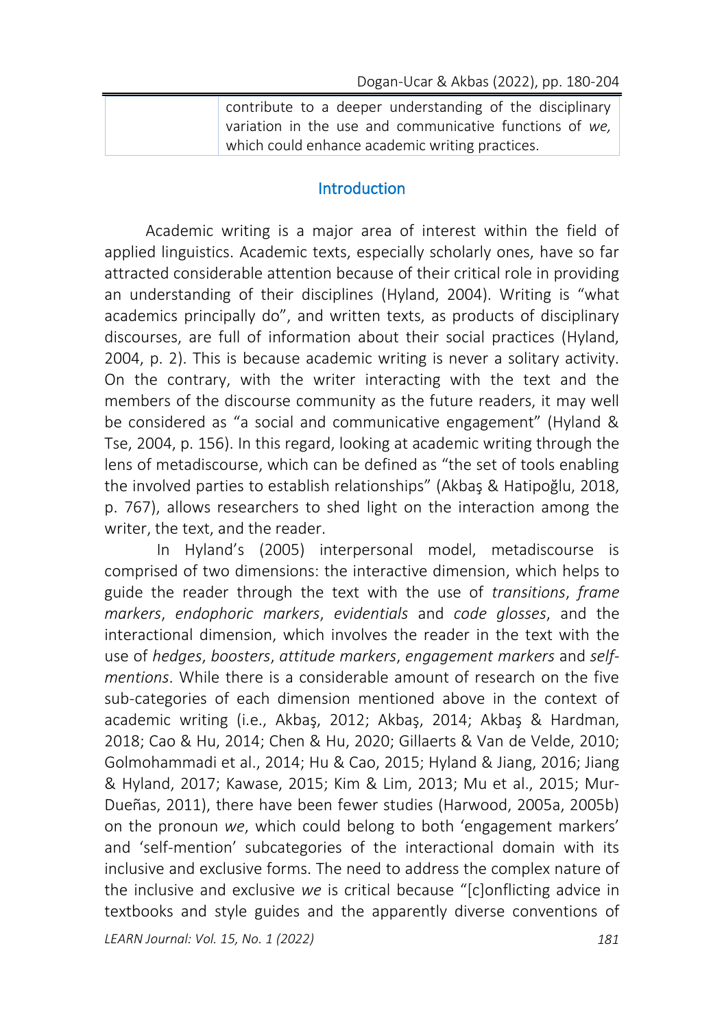| | contribute to a deeper understanding of the disciplinary variation in the use and communicative functions of *we,* which could enhance academic writing practices. |
|---|---|

## Introduction

Academic writing is a major area of interest within the field of applied linguistics. Academic texts, especially scholarly ones, have so far attracted considerable attention because of their critical role in providing an understanding of their disciplines (Hyland, 2004). Writing is "what academics principally do", and written texts, as products of disciplinary discourses, are full of information about their social practices (Hyland, 2004, p. 2). This is because academic writing is never a solitary activity. On the contrary, with the writer interacting with the text and the members of the discourse community as the future readers, it may well be considered as "a social and communicative engagement" (Hyland & Tse, 2004, p. 156). In this regard, looking at academic writing through the lens of metadiscourse, which can be defined as "the set of tools enabling the involved parties to establish relationships" (Akbaş & Hatipoğlu, 2018, p. 767), allows researchers to shed light on the interaction among the writer, the text, and the reader.

In Hyland's (2005) interpersonal model, metadiscourse is comprised of two dimensions: the interactive dimension, which helps to guide the reader through the text with the use of *transitions*, *frame markers*, *endophoric markers*, *evidentials* and *code glosses*, and the interactional dimension, which involves the reader in the text with the use of *hedges*, *boosters*, *attitude markers*, *engagement markers* and *self-mentions*. While there is a considerable amount of research on the five sub-categories of each dimension mentioned above in the context of academic writing (i.e., Akbaş, 2012; Akbaş, 2014; Akbaş & Hardman, 2018; Cao & Hu, 2014; Chen & Hu, 2020; Gillaerts & Van de Velde, 2010; Golmohammadi et al., 2014; Hu & Cao, 2015; Hyland & Jiang, 2016; Jiang & Hyland, 2017; Kawase, 2015; Kim & Lim, 2013; Mu et al., 2015; Mur-Dueñas, 2011), there have been fewer studies (Harwood, 2005a, 2005b) on the pronoun *we*, which could belong to both 'engagement markers' and 'self-mention' subcategories of the interactional domain with its inclusive and exclusive forms. The need to address the complex nature of the inclusive and exclusive *we* is critical because "[c]onflicting advice in textbooks and style guides and the apparently diverse conventions of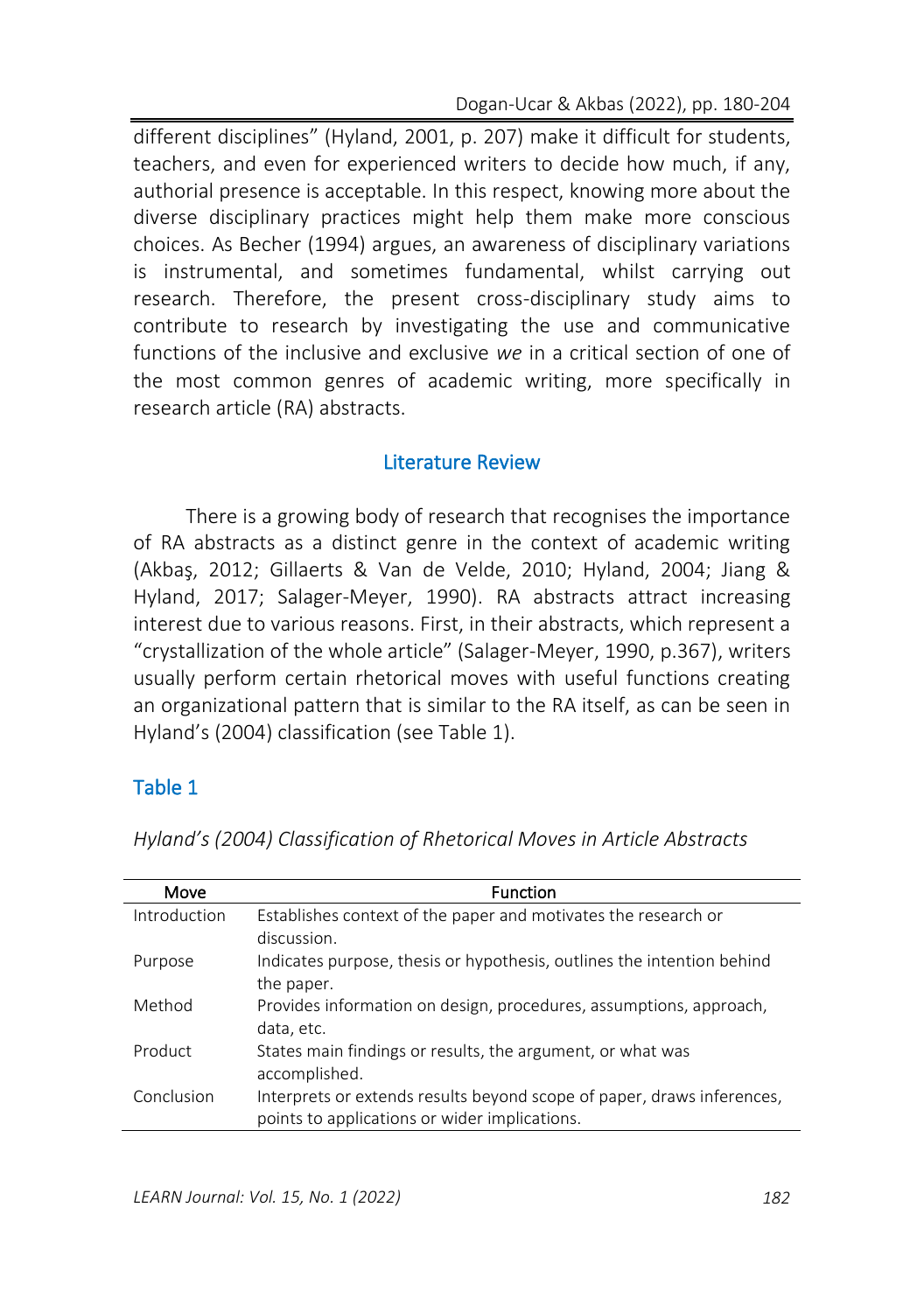different disciplines" (Hyland, 2001, p. 207) make it difficult for students, teachers, and even for experienced writers to decide how much, if any, authorial presence is acceptable. In this respect, knowing more about the diverse disciplinary practices might help them make more conscious choices. As Becher (1994) argues, an awareness of disciplinary variations is instrumental, and sometimes fundamental, whilst carrying out research. Therefore, the present cross-disciplinary study aims to contribute to research by investigating the use and communicative functions of the inclusive and exclusive *we* in a critical section of one of the most common genres of academic writing, more specifically in research article (RA) abstracts.

## Literature Review

There is a growing body of research that recognises the importance of RA abstracts as a distinct genre in the context of academic writing (Akbaş, 2012; Gillaerts & Van de Velde, 2010; Hyland, 2004; Jiang & Hyland, 2017; Salager-Meyer, 1990). RA abstracts attract increasing interest due to various reasons. First, in their abstracts, which represent a "crystallization of the whole article" (Salager-Meyer, 1990, p.367), writers usually perform certain rhetorical moves with useful functions creating an organizational pattern that is similar to the RA itself, as can be seen in Hyland's (2004) classification (see Table 1).

### Table 1

*Hyland's (2004) Classification of Rhetorical Moves in Article Abstracts*

| Move | Function |
|---|---|
| Introduction | Establishes context of the paper and motivates the research or discussion. |
| Purpose | Indicates purpose, thesis or hypothesis, outlines the intention behind the paper. |
| Method | Provides information on design, procedures, assumptions, approach, data, etc. |
| Product | States main findings or results, the argument, or what was accomplished. |
| Conclusion | Interprets or extends results beyond scope of paper, draws inferences, points to applications or wider implications. |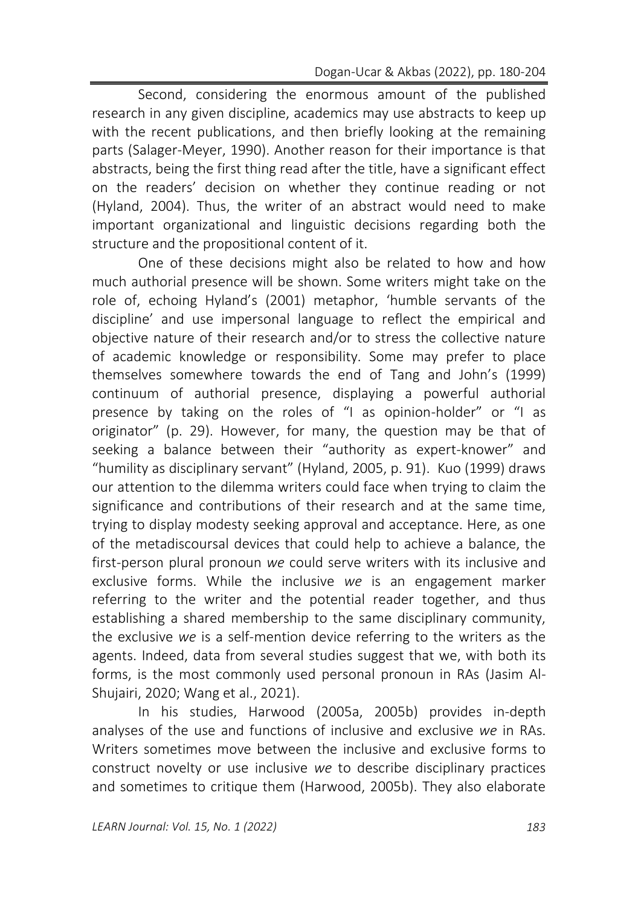Second, considering the enormous amount of the published research in any given discipline, academics may use abstracts to keep up with the recent publications, and then briefly looking at the remaining parts (Salager-Meyer, 1990). Another reason for their importance is that abstracts, being the first thing read after the title, have a significant effect on the readers' decision on whether they continue reading or not (Hyland, 2004). Thus, the writer of an abstract would need to make important organizational and linguistic decisions regarding both the structure and the propositional content of it.

One of these decisions might also be related to how and how much authorial presence will be shown. Some writers might take on the role of, echoing Hyland's (2001) metaphor, 'humble servants of the discipline' and use impersonal language to reflect the empirical and objective nature of their research and/or to stress the collective nature of academic knowledge or responsibility. Some may prefer to place themselves somewhere towards the end of Tang and John's (1999) continuum of authorial presence, displaying a powerful authorial presence by taking on the roles of "I as opinion-holder" or "I as originator" (p. 29). However, for many, the question may be that of seeking a balance between their "authority as expert-knower" and "humility as disciplinary servant" (Hyland, 2005, p. 91). Kuo (1999) draws our attention to the dilemma writers could face when trying to claim the significance and contributions of their research and at the same time, trying to display modesty seeking approval and acceptance. Here, as one of the metadiscoursal devices that could help to achieve a balance, the first-person plural pronoun *we* could serve writers with its inclusive and exclusive forms. While the inclusive *we* is an engagement marker referring to the writer and the potential reader together, and thus establishing a shared membership to the same disciplinary community, the exclusive *we* is a self-mention device referring to the writers as the agents. Indeed, data from several studies suggest that we, with both its forms, is the most commonly used personal pronoun in RAs (Jasim Al-Shujairi, 2020; Wang et al., 2021).

In his studies, Harwood (2005a, 2005b) provides in-depth analyses of the use and functions of inclusive and exclusive *we* in RAs. Writers sometimes move between the inclusive and exclusive forms to construct novelty or use inclusive *we* to describe disciplinary practices and sometimes to critique them (Harwood, 2005b). They also elaborate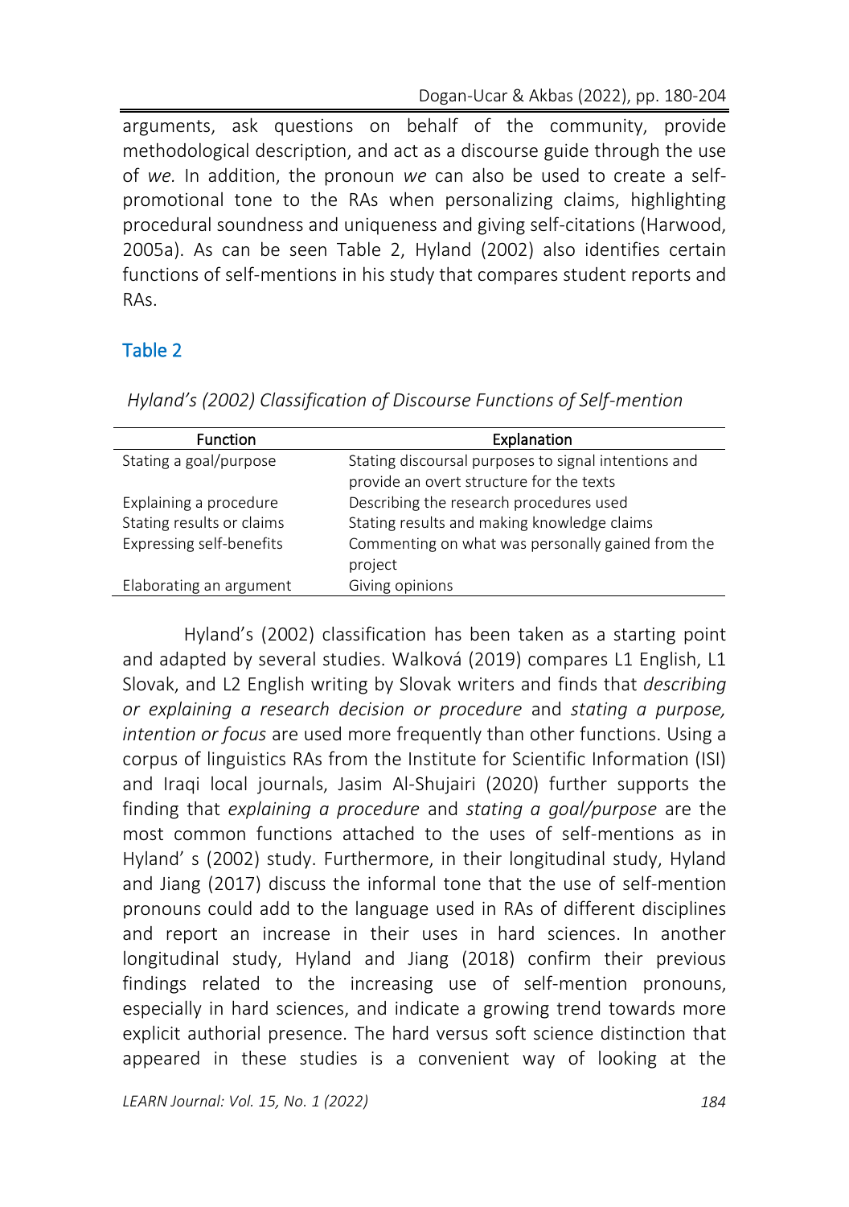arguments, ask questions on behalf of the community, provide methodological description, and act as a discourse guide through the use of *we.* In addition, the pronoun *we* can also be used to create a self-promotional tone to the RAs when personalizing claims, highlighting procedural soundness and uniqueness and giving self-citations (Harwood, 2005a). As can be seen Table 2, Hyland (2002) also identifies certain functions of self-mentions in his study that compares student reports and RAs.

## Table 2

*Hyland's (2002) Classification of Discourse Functions of Self-mention*

| Function | Explanation |
|---|---|
| Stating a goal/purpose | Stating discoursal purposes to signal intentions and provide an overt structure for the texts |
| Explaining a procedure | Describing the research procedures used |
| Stating results or claims | Stating results and making knowledge claims |
| Expressing self-benefits | Commenting on what was personally gained from the project |
| Elaborating an argument | Giving opinions |

Hyland's (2002) classification has been taken as a starting point and adapted by several studies. Walková (2019) compares L1 English, L1 Slovak, and L2 English writing by Slovak writers and finds that *describing or explaining a research decision or procedure* and *stating a purpose, intention or focus* are used more frequently than other functions. Using a corpus of linguistics RAs from the Institute for Scientific Information (ISI) and Iraqi local journals, Jasim Al-Shujairi (2020) further supports the finding that *explaining a procedure* and *stating a goal/purpose* are the most common functions attached to the uses of self-mentions as in Hyland' s (2002) study. Furthermore, in their longitudinal study, Hyland and Jiang (2017) discuss the informal tone that the use of self-mention pronouns could add to the language used in RAs of different disciplines and report an increase in their uses in hard sciences. In another longitudinal study, Hyland and Jiang (2018) confirm their previous findings related to the increasing use of self-mention pronouns, especially in hard sciences, and indicate a growing trend towards more explicit authorial presence. The hard versus soft science distinction that appeared in these studies is a convenient way of looking at the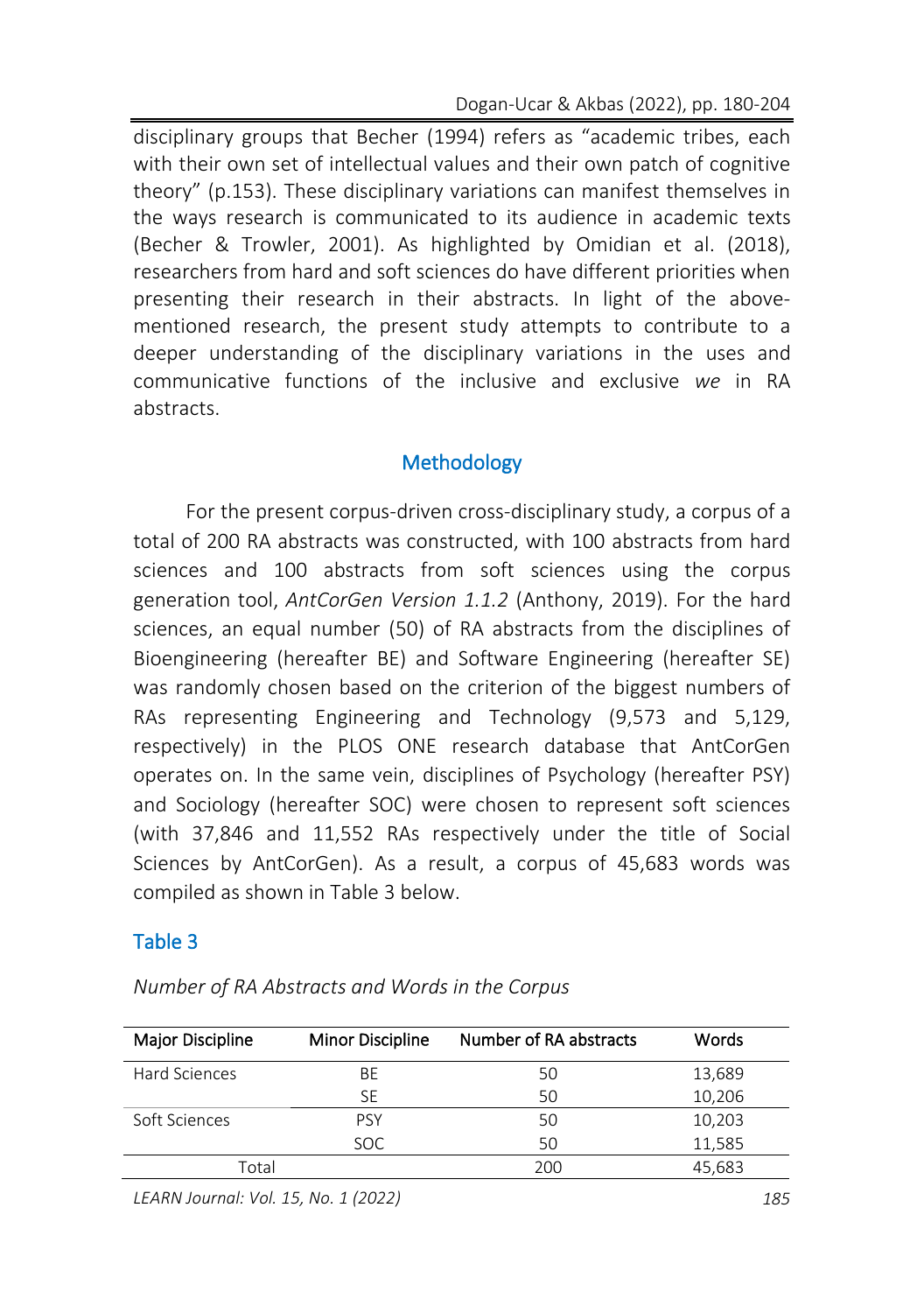disciplinary groups that Becher (1994) refers as "academic tribes, each with their own set of intellectual values and their own patch of cognitive theory" (p.153). These disciplinary variations can manifest themselves in the ways research is communicated to its audience in academic texts (Becher & Trowler, 2001). As highlighted by Omidian et al. (2018), researchers from hard and soft sciences do have different priorities when presenting their research in their abstracts. In light of the above-mentioned research, the present study attempts to contribute to a deeper understanding of the disciplinary variations in the uses and communicative functions of the inclusive and exclusive *we* in RA abstracts.

## Methodology

For the present corpus-driven cross-disciplinary study, a corpus of a total of 200 RA abstracts was constructed, with 100 abstracts from hard sciences and 100 abstracts from soft sciences using the corpus generation tool, *AntCorGen Version 1.1.2* (Anthony, 2019). For the hard sciences, an equal number (50) of RA abstracts from the disciplines of Bioengineering (hereafter BE) and Software Engineering (hereafter SE) was randomly chosen based on the criterion of the biggest numbers of RAs representing Engineering and Technology (9,573 and 5,129, respectively) in the PLOS ONE research database that AntCorGen operates on. In the same vein, disciplines of Psychology (hereafter PSY) and Sociology (hereafter SOC) were chosen to represent soft sciences (with 37,846 and 11,552 RAs respectively under the title of Social Sciences by AntCorGen). As a result, a corpus of 45,683 words was compiled as shown in Table 3 below.

### Table 3

*Number of RA Abstracts and Words in the Corpus*

| Major Discipline | Minor Discipline | Number of RA abstracts | Words |
|---|---|---|---|
| Hard Sciences | BE | 50 | 13,689 |
| | SE | 50 | 10,206 |
| Soft Sciences | PSY | 50 | 10,203 |
| | SOC | 50 | 11,585 |
| Total | | 200 | 45,683 |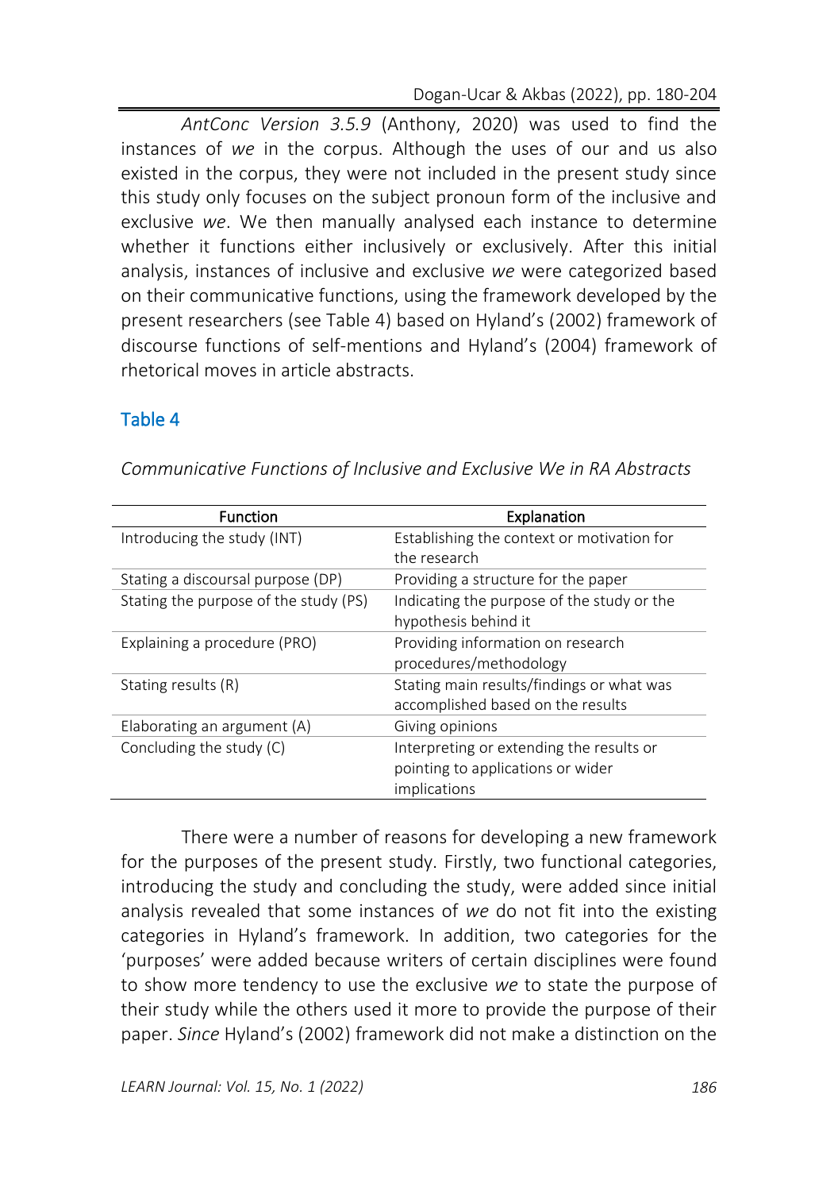*AntConc Version 3.5.9* (Anthony, 2020) was used to find the instances of *we* in the corpus. Although the uses of our and us also existed in the corpus, they were not included in the present study since this study only focuses on the subject pronoun form of the inclusive and exclusive *we*. We then manually analysed each instance to determine whether it functions either inclusively or exclusively. After this initial analysis, instances of inclusive and exclusive *we* were categorized based on their communicative functions, using the framework developed by the present researchers (see Table 4) based on Hyland's (2002) framework of discourse functions of self-mentions and Hyland's (2004) framework of rhetorical moves in article abstracts.

## Table 4

*Communicative Functions of Inclusive and Exclusive We in RA Abstracts*

| Function | Explanation |
| --- | --- |
| Introducing the study (INT) | Establishing the context or motivation for the research |
| Stating a discoursal purpose (DP) | Providing a structure for the paper |
| Stating the purpose of the study (PS) | Indicating the purpose of the study or the hypothesis behind it |
| Explaining a procedure (PRO) | Providing information on research procedures/methodology |
| Stating results (R) | Stating main results/findings or what was accomplished based on the results |
| Elaborating an argument (A) | Giving opinions |
| Concluding the study (C) | Interpreting or extending the results or pointing to applications or wider implications |

There were a number of reasons for developing a new framework for the purposes of the present study. Firstly, two functional categories, introducing the study and concluding the study, were added since initial analysis revealed that some instances of *we* do not fit into the existing categories in Hyland's framework. In addition, two categories for the 'purposes' were added because writers of certain disciplines were found to show more tendency to use the exclusive *we* to state the purpose of their study while the others used it more to provide the purpose of their paper. *Since* Hyland's (2002) framework did not make a distinction on the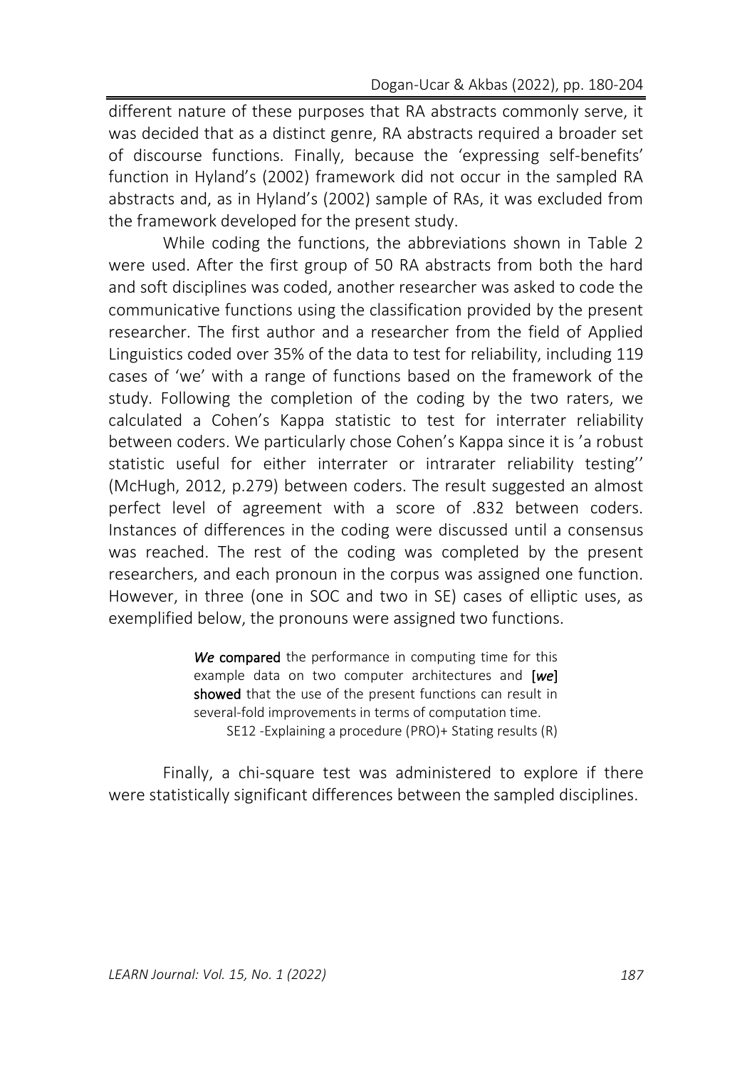different nature of these purposes that RA abstracts commonly serve, it was decided that as a distinct genre, RA abstracts required a broader set of discourse functions. Finally, because the 'expressing self-benefits' function in Hyland's (2002) framework did not occur in the sampled RA abstracts and, as in Hyland's (2002) sample of RAs, it was excluded from the framework developed for the present study.

While coding the functions, the abbreviations shown in Table 2 were used. After the first group of 50 RA abstracts from both the hard and soft disciplines was coded, another researcher was asked to code the communicative functions using the classification provided by the present researcher. The first author and a researcher from the field of Applied Linguistics coded over 35% of the data to test for reliability, including 119 cases of 'we' with a range of functions based on the framework of the study. Following the completion of the coding by the two raters, we calculated a Cohen's Kappa statistic to test for interrater reliability between coders. We particularly chose Cohen's Kappa since it is 'a robust statistic useful for either interrater or intrarater reliability testing'' (McHugh, 2012, p.279) between coders. The result suggested an almost perfect level of agreement with a score of .832 between coders. Instances of differences in the coding were discussed until a consensus was reached. The rest of the coding was completed by the present researchers, and each pronoun in the corpus was assigned one function. However, in three (one in SOC and two in SE) cases of elliptic uses, as exemplified below, the pronouns were assigned two functions.

> ***We* compared** the performance in computing time for this example data on two computer architectures and **[*we*] showed** that the use of the present functions can result in several-fold improvements in terms of computation time.
>
> SE12 -Explaining a procedure (PRO)+ Stating results (R)

Finally, a chi-square test was administered to explore if there were statistically significant differences between the sampled disciplines.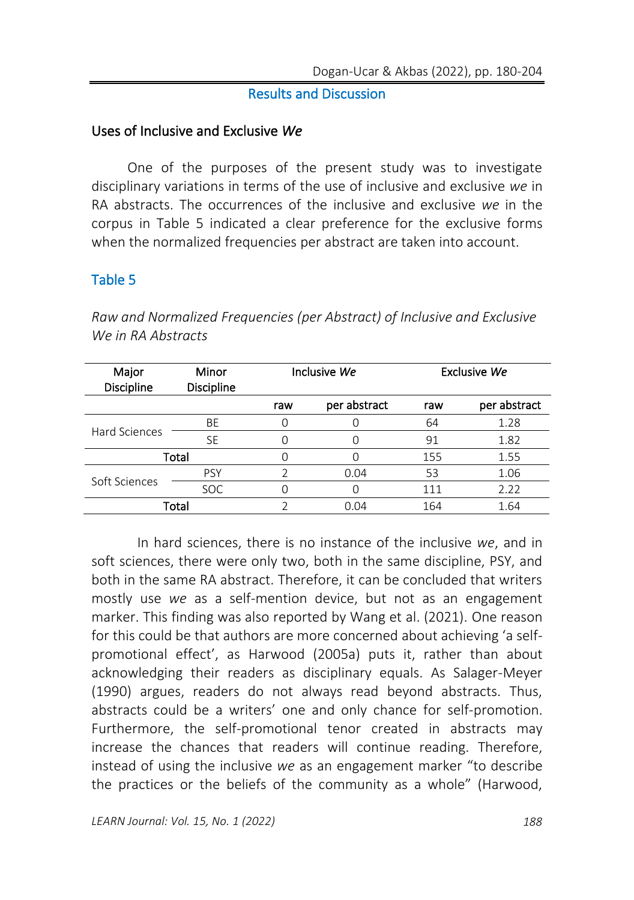## Results and Discussion

### Uses of Inclusive and Exclusive *We*

One of the purposes of the present study was to investigate disciplinary variations in terms of the use of inclusive and exclusive *we* in RA abstracts. The occurrences of the inclusive and exclusive *we* in the corpus in Table 5 indicated a clear preference for the exclusive forms when the normalized frequencies per abstract are taken into account.

**Table 5**

*Raw and Normalized Frequencies (per Abstract) of Inclusive and Exclusive We in RA Abstracts*

| Major Discipline | Minor Discipline | Inclusive *We* | | Exclusive *We* | |
|---|---|---|---|---|---|
| | | raw | per abstract | raw | per abstract |
| Hard Sciences | BE | 0 | 0 | 64 | 1.28 |
| | SE | 0 | 0 | 91 | 1.82 |
| Total | | 0 | 0 | 155 | 1.55 |
| Soft Sciences | PSY | 2 | 0.04 | 53 | 1.06 |
| | SOC | 0 | 0 | 111 | 2.22 |
| Total | | 2 | 0.04 | 164 | 1.64 |

In hard sciences, there is no instance of the inclusive *we*, and in soft sciences, there were only two, both in the same discipline, PSY, and both in the same RA abstract. Therefore, it can be concluded that writers mostly use *we* as a self-mention device, but not as an engagement marker. This finding was also reported by Wang et al. (2021). One reason for this could be that authors are more concerned about achieving 'a self-promotional effect', as Harwood (2005a) puts it, rather than about acknowledging their readers as disciplinary equals. As Salager-Meyer (1990) argues, readers do not always read beyond abstracts. Thus, abstracts could be a writers' one and only chance for self-promotion. Furthermore, the self-promotional tenor created in abstracts may increase the chances that readers will continue reading. Therefore, instead of using the inclusive *we* as an engagement marker "to describe the practices or the beliefs of the community as a whole" (Harwood,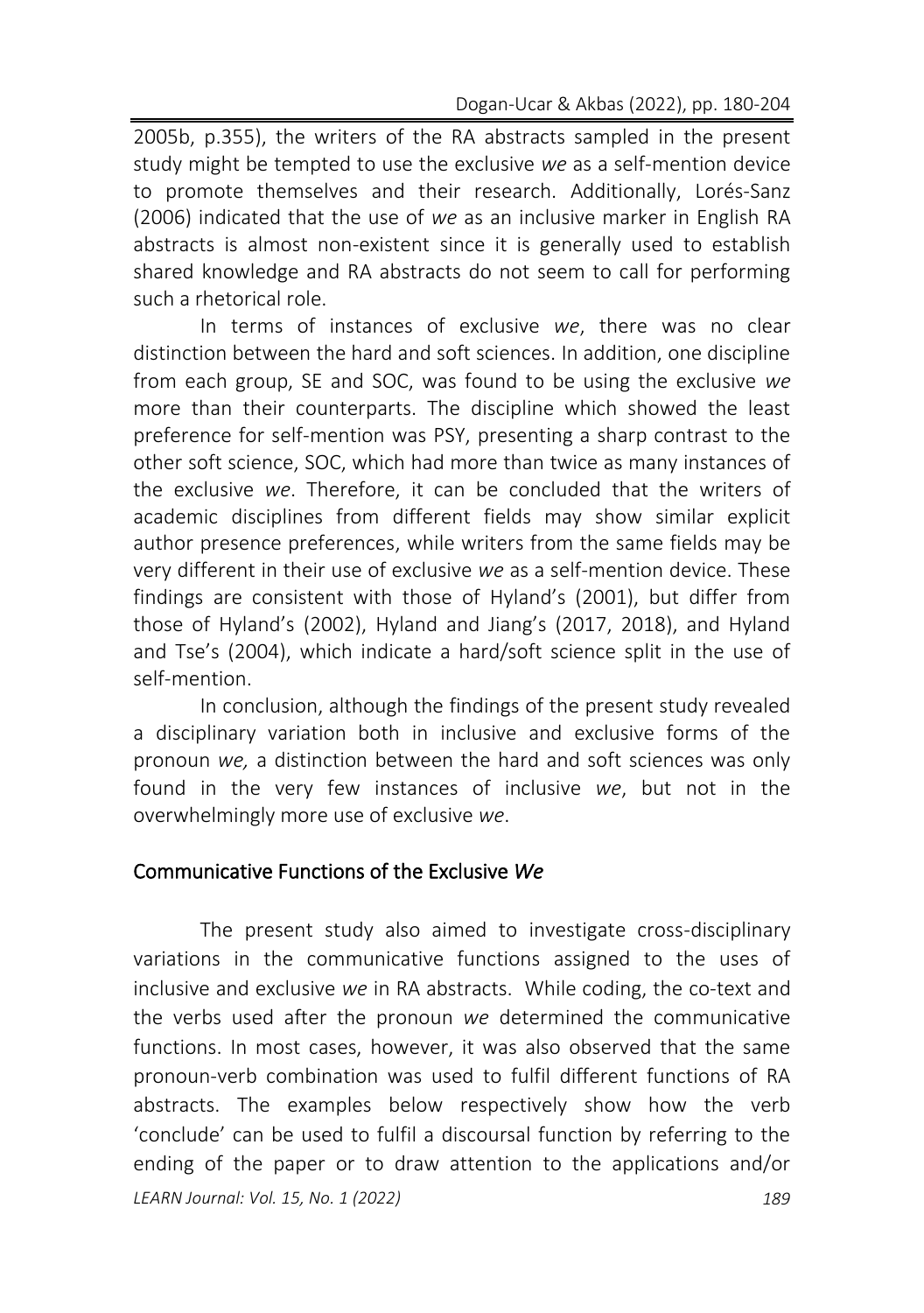2005b, p.355), the writers of the RA abstracts sampled in the present study might be tempted to use the exclusive *we* as a self-mention device to promote themselves and their research. Additionally, Lorés-Sanz (2006) indicated that the use of *we* as an inclusive marker in English RA abstracts is almost non-existent since it is generally used to establish shared knowledge and RA abstracts do not seem to call for performing such a rhetorical role.

In terms of instances of exclusive *we*, there was no clear distinction between the hard and soft sciences. In addition, one discipline from each group, SE and SOC, was found to be using the exclusive *we* more than their counterparts. The discipline which showed the least preference for self-mention was PSY, presenting a sharp contrast to the other soft science, SOC, which had more than twice as many instances of the exclusive *we*. Therefore, it can be concluded that the writers of academic disciplines from different fields may show similar explicit author presence preferences, while writers from the same fields may be very different in their use of exclusive *we* as a self-mention device. These findings are consistent with those of Hyland's (2001), but differ from those of Hyland's (2002), Hyland and Jiang's (2017, 2018), and Hyland and Tse's (2004), which indicate a hard/soft science split in the use of self-mention.

In conclusion, although the findings of the present study revealed a disciplinary variation both in inclusive and exclusive forms of the pronoun *we,* a distinction between the hard and soft sciences was only found in the very few instances of inclusive *we*, but not in the overwhelmingly more use of exclusive *we*.

## Communicative Functions of the Exclusive *We*

The present study also aimed to investigate cross-disciplinary variations in the communicative functions assigned to the uses of inclusive and exclusive *we* in RA abstracts. While coding, the co-text and the verbs used after the pronoun *we* determined the communicative functions. In most cases, however, it was also observed that the same pronoun-verb combination was used to fulfil different functions of RA abstracts. The examples below respectively show how the verb 'conclude' can be used to fulfil a discoursal function by referring to the ending of the paper or to draw attention to the applications and/or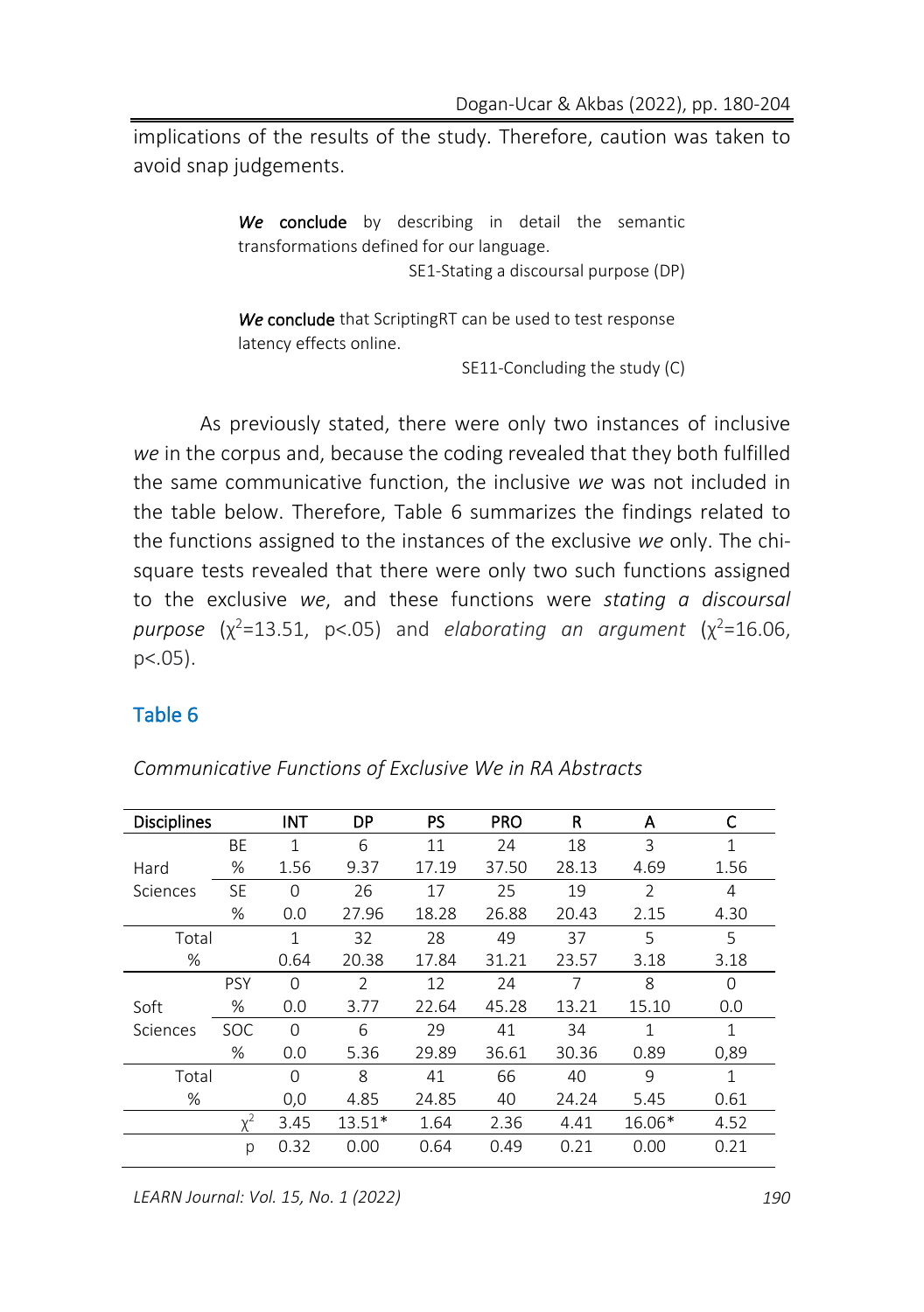implications of the results of the study. Therefore, caution was taken to avoid snap judgements.

> ***We* conclude** by describing in detail the semantic transformations defined for our language.
>
> SE1-Stating a discoursal purpose (DP)

> ***We* conclude** that ScriptingRT can be used to test response latency effects online.
>
> SE11-Concluding the study (C)

As previously stated, there were only two instances of inclusive *we* in the corpus and, because the coding revealed that they both fulfilled the same communicative function, the inclusive *we* was not included in the table below. Therefore, Table 6 summarizes the findings related to the functions assigned to the instances of the exclusive *we* only. The chi-square tests revealed that there were only two such functions assigned to the exclusive *we*, and these functions were *stating a discoursal purpose* ($\chi^2$=13.51, p<.05) and *elaborating an argument* ($\chi^2$=16.06, p<.05).

### Table 6

*Communicative Functions of Exclusive We in RA Abstracts*

| Disciplines | | INT | DP | PS | PRO | R | A | C |
|---|---|---|---|---|---|---|---|---|
| Hard Sciences | BE | 1 | 6 | 11 | 24 | 18 | 3 | 1 |
| | % | 1.56 | 9.37 | 17.19 | 37.50 | 28.13 | 4.69 | 1.56 |
| | SE | 0 | 26 | 17 | 25 | 19 | 2 | 4 |
| | % | 0.0 | 27.96 | 18.28 | 26.88 | 20.43 | 2.15 | 4.30 |
| Total | | 1 | 32 | 28 | 49 | 37 | 5 | 5 |
| % | | 0.64 | 20.38 | 17.84 | 31.21 | 23.57 | 3.18 | 3.18 |
| Soft Sciences | PSY | 0 | 2 | 12 | 24 | 7 | 8 | 0 |
| | % | 0.0 | 3.77 | 22.64 | 45.28 | 13.21 | 15.10 | 0.0 |
| | SOC | 0 | 6 | 29 | 41 | 34 | 1 | 1 |
| | % | 0.0 | 5.36 | 29.89 | 36.61 | 30.36 | 0.89 | 0,89 |
| Total | | 0 | 8 | 41 | 66 | 40 | 9 | 1 |
| % | | 0,0 | 4.85 | 24.85 | 40 | 24.24 | 5.45 | 0.61 |
| | $\chi^2$ | 3.45 | 13.51* | 1.64 | 2.36 | 4.41 | 16.06* | 4.52 |
| | p | 0.32 | 0.00 | 0.64 | 0.49 | 0.21 | 0.00 | 0.21 |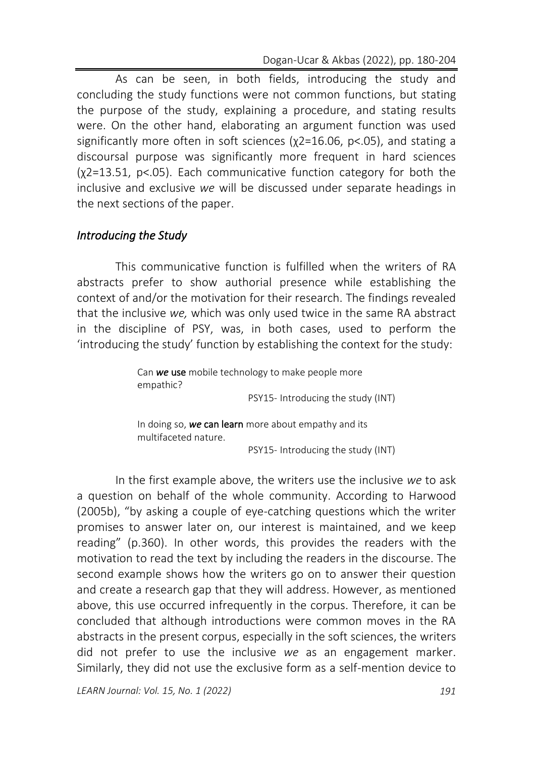As can be seen, in both fields, introducing the study and concluding the study functions were not common functions, but stating the purpose of the study, explaining a procedure, and stating results were. On the other hand, elaborating an argument function was used significantly more often in soft sciences ($\chi^2=16.06$, $p<.05$), and stating a discoursal purpose was significantly more frequent in hard sciences ($\chi^2=13.51$, $p<.05$). Each communicative function category for both the inclusive and exclusive *we* will be discussed under separate headings in the next sections of the paper.

### *Introducing the Study*

This communicative function is fulfilled when the writers of RA abstracts prefer to show authorial presence while establishing the context of and/or the motivation for their research. The findings revealed that the inclusive *we,* which was only used twice in the same RA abstract in the discipline of PSY, was, in both cases, used to perform the 'introducing the study' function by establishing the context for the study:

> Can ***we* use** mobile technology to make people more empathic?
>
> PSY15- Introducing the study (INT)

> In doing so, ***we* can learn** more about empathy and its multifaceted nature.
>
> PSY15- Introducing the study (INT)

In the first example above, the writers use the inclusive *we* to ask a question on behalf of the whole community. According to Harwood (2005b), "by asking a couple of eye-catching questions which the writer promises to answer later on, our interest is maintained, and we keep reading" (p.360). In other words, this provides the readers with the motivation to read the text by including the readers in the discourse. The second example shows how the writers go on to answer their question and create a research gap that they will address. However, as mentioned above, this use occurred infrequently in the corpus. Therefore, it can be concluded that although introductions were common moves in the RA abstracts in the present corpus, especially in the soft sciences, the writers did not prefer to use the inclusive *we* as an engagement marker. Similarly, they did not use the exclusive form as a self-mention device to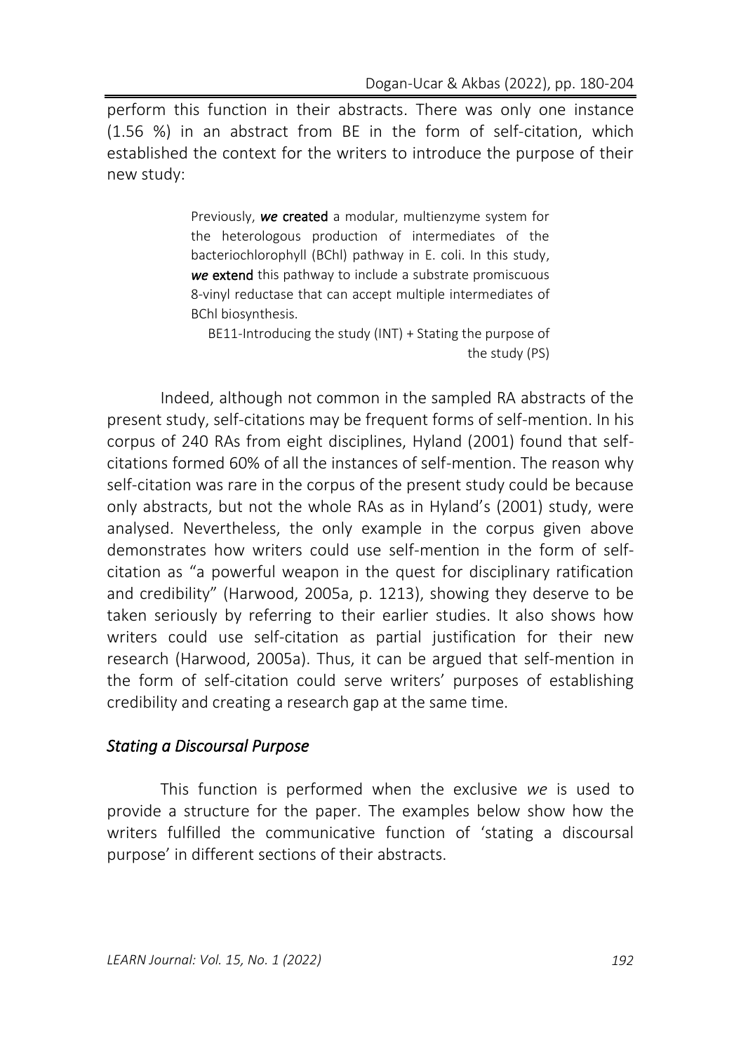perform this function in their abstracts. There was only one instance (1.56 %) in an abstract from BE in the form of self-citation, which established the context for the writers to introduce the purpose of their new study:

> Previously, ***we* created** a modular, multienzyme system for the heterologous production of intermediates of the bacteriochlorophyll (BChl) pathway in E. coli. In this study, ***we* extend** this pathway to include a substrate promiscuous 8-vinyl reductase that can accept multiple intermediates of BChl biosynthesis.
>
> BE11-Introducing the study (INT) + Stating the purpose of the study (PS)

Indeed, although not common in the sampled RA abstracts of the present study, self-citations may be frequent forms of self-mention. In his corpus of 240 RAs from eight disciplines, Hyland (2001) found that self-citations formed 60% of all the instances of self-mention. The reason why self-citation was rare in the corpus of the present study could be because only abstracts, but not the whole RAs as in Hyland's (2001) study, were analysed. Nevertheless, the only example in the corpus given above demonstrates how writers could use self-mention in the form of self-citation as "a powerful weapon in the quest for disciplinary ratification and credibility" (Harwood, 2005a, p. 1213), showing they deserve to be taken seriously by referring to their earlier studies. It also shows how writers could use self-citation as partial justification for their new research (Harwood, 2005a). Thus, it can be argued that self-mention in the form of self-citation could serve writers' purposes of establishing credibility and creating a research gap at the same time.

### *Stating a Discoursal Purpose*

This function is performed when the exclusive *we* is used to provide a structure for the paper. The examples below show how the writers fulfilled the communicative function of 'stating a discoursal purpose' in different sections of their abstracts.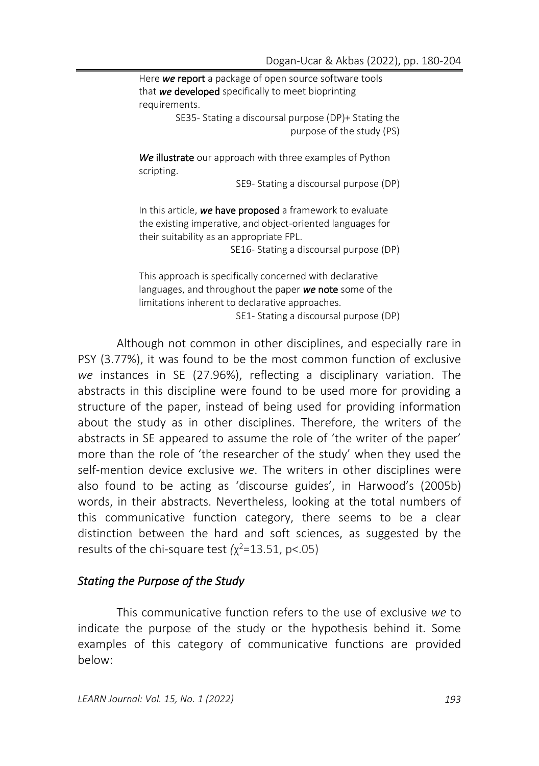> Here ***we* report** a package of open source software tools that ***we* developed** specifically to meet bioprinting requirements.
>
> SE35- Stating a discoursal purpose (DP)+ Stating the purpose of the study (PS)

> ***We* illustrate** our approach with three examples of Python scripting.
>
> SE9- Stating a discoursal purpose (DP)

> In this article, ***we* have proposed** a framework to evaluate the existing imperative, and object-oriented languages for their suitability as an appropriate FPL.
>
> SE16- Stating a discoursal purpose (DP)

> This approach is specifically concerned with declarative languages, and throughout the paper ***we* note** some of the limitations inherent to declarative approaches.
>
> SE1- Stating a discoursal purpose (DP)

Although not common in other disciplines, and especially rare in PSY (3.77%), it was found to be the most common function of exclusive *we* instances in SE (27.96%), reflecting a disciplinary variation. The abstracts in this discipline were found to be used more for providing a structure of the paper, instead of being used for providing information about the study as in other disciplines. Therefore, the writers of the abstracts in SE appeared to assume the role of 'the writer of the paper' more than the role of 'the researcher of the study' when they used the self-mention device exclusive *we*. The writers in other disciplines were also found to be acting as 'discourse guides', in Harwood's (2005b) words, in their abstracts. Nevertheless, looking at the total numbers of this communicative function category, there seems to be a clear distinction between the hard and soft sciences, as suggested by the results of the chi-square test ($\chi^2$=13.51, $p<.05$)

### *Stating the Purpose of the Study*

This communicative function refers to the use of exclusive *we* to indicate the purpose of the study or the hypothesis behind it. Some examples of this category of communicative functions are provided below: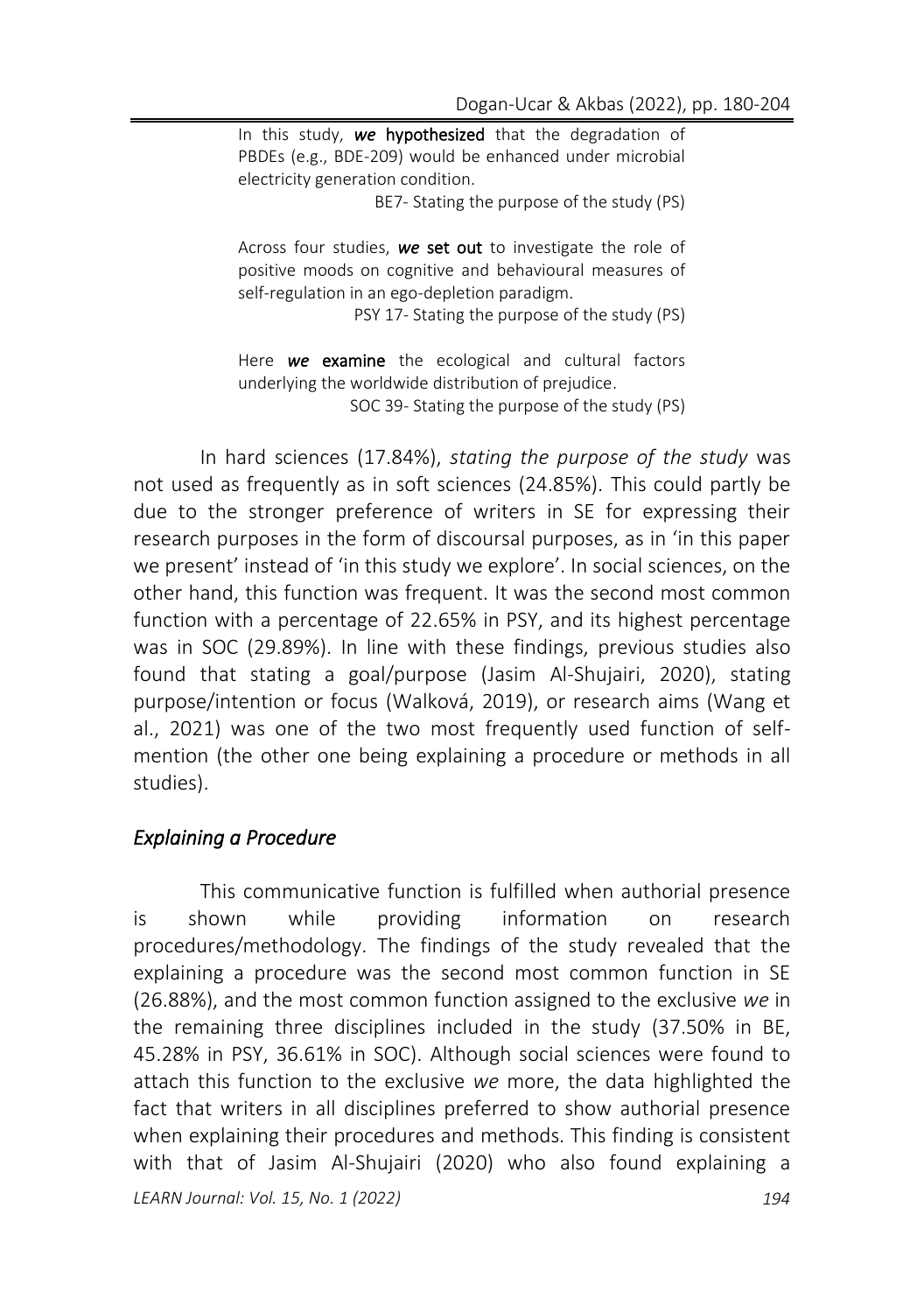> In this study, ***we*** **hypothesized** that the degradation of PBDEs (e.g., BDE-209) would be enhanced under microbial electricity generation condition.
>
> BE7- Stating the purpose of the study (PS)

> Across four studies, ***we*** **set out** to investigate the role of positive moods on cognitive and behavioural measures of self-regulation in an ego-depletion paradigm.
>
> PSY 17- Stating the purpose of the study (PS)

> Here ***we*** **examine** the ecological and cultural factors underlying the worldwide distribution of prejudice.
>
> SOC 39- Stating the purpose of the study (PS)

In hard sciences (17.84%), *stating the purpose of the study* was not used as frequently as in soft sciences (24.85%). This could partly be due to the stronger preference of writers in SE for expressing their research purposes in the form of discoursal purposes, as in 'in this paper we present' instead of 'in this study we explore'. In social sciences, on the other hand, this function was frequent. It was the second most common function with a percentage of 22.65% in PSY, and its highest percentage was in SOC (29.89%). In line with these findings, previous studies also found that stating a goal/purpose (Jasim Al-Shujairi, 2020), stating purpose/intention or focus (Walková, 2019), or research aims (Wang et al., 2021) was one of the two most frequently used function of self-mention (the other one being explaining a procedure or methods in all studies).

### *Explaining a Procedure*

This communicative function is fulfilled when authorial presence is shown while providing information on research procedures/methodology. The findings of the study revealed that the explaining a procedure was the second most common function in SE (26.88%), and the most common function assigned to the exclusive *we* in the remaining three disciplines included in the study (37.50% in BE, 45.28% in PSY, 36.61% in SOC). Although social sciences were found to attach this function to the exclusive *we* more, the data highlighted the fact that writers in all disciplines preferred to show authorial presence when explaining their procedures and methods. This finding is consistent with that of Jasim Al-Shujairi (2020) who also found explaining a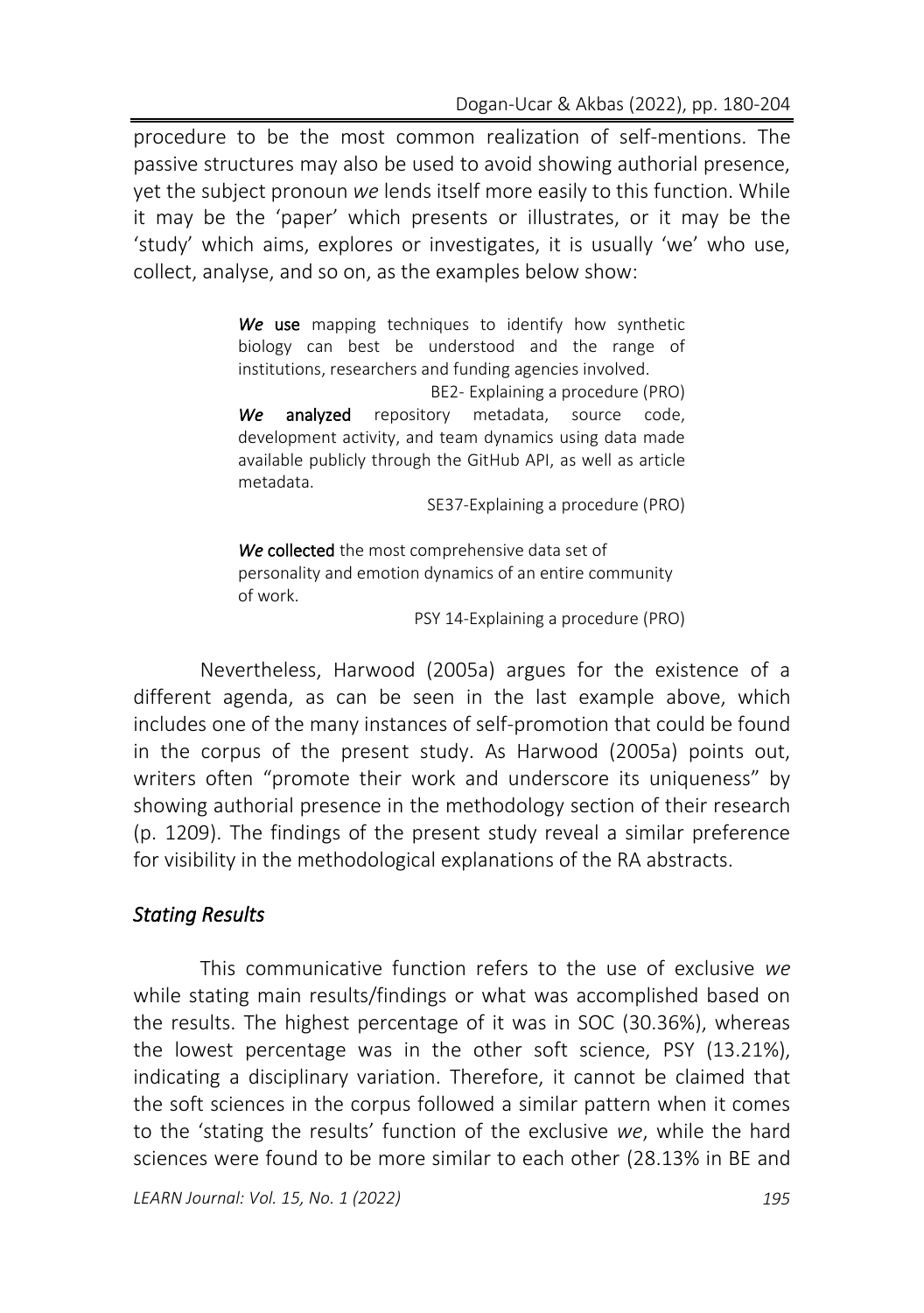procedure to be the most common realization of self-mentions. The passive structures may also be used to avoid showing authorial presence, yet the subject pronoun *we* lends itself more easily to this function. While it may be the 'paper' which presents or illustrates, or it may be the 'study' which aims, explores or investigates, it is usually 'we' who use, collect, analyse, and so on, as the examples below show:

> ***We*** **use** mapping techniques to identify how synthetic biology can best be understood and the range of institutions, researchers and funding agencies involved.
>
> BE2- Explaining a procedure (PRO)
>
> ***We*** **analyzed** repository metadata, source code, development activity, and team dynamics using data made available publicly through the GitHub API, as well as article metadata.
>
> SE37-Explaining a procedure (PRO)
>
> ***We*** **collected** the most comprehensive data set of personality and emotion dynamics of an entire community of work.
>
> PSY 14-Explaining a procedure (PRO)

Nevertheless, Harwood (2005a) argues for the existence of a different agenda, as can be seen in the last example above, which includes one of the many instances of self-promotion that could be found in the corpus of the present study. As Harwood (2005a) points out, writers often "promote their work and underscore its uniqueness" by showing authorial presence in the methodology section of their research (p. 1209). The findings of the present study reveal a similar preference for visibility in the methodological explanations of the RA abstracts.

### *Stating Results*

This communicative function refers to the use of exclusive *we* while stating main results/findings or what was accomplished based on the results. The highest percentage of it was in SOC (30.36%), whereas the lowest percentage was in the other soft science, PSY (13.21%), indicating a disciplinary variation. Therefore, it cannot be claimed that the soft sciences in the corpus followed a similar pattern when it comes to the 'stating the results' function of the exclusive *we*, while the hard sciences were found to be more similar to each other (28.13% in BE and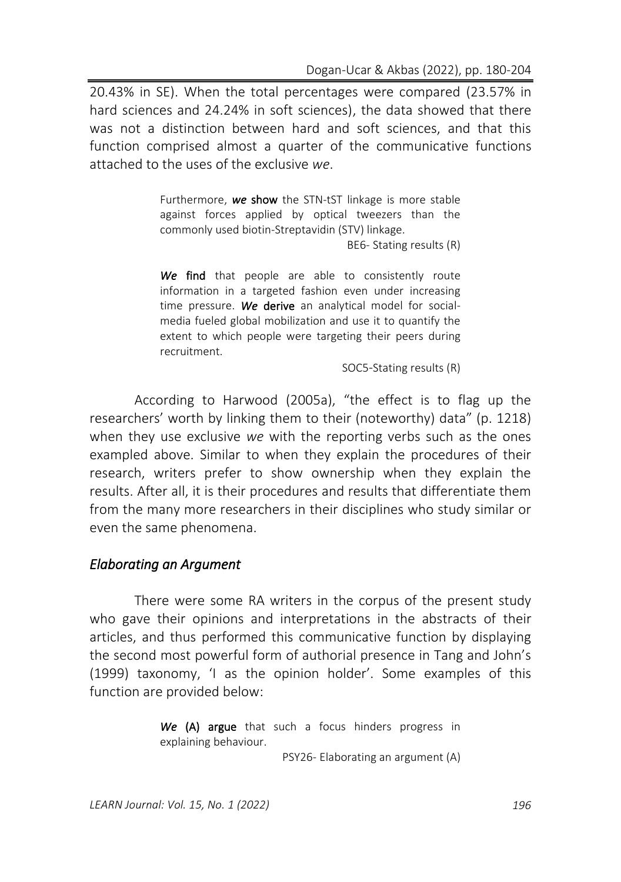20.43% in SE). When the total percentages were compared (23.57% in hard sciences and 24.24% in soft sciences), the data showed that there was not a distinction between hard and soft sciences, and that this function comprised almost a quarter of the communicative functions attached to the uses of the exclusive *we*.

> Furthermore, ***we* show** the STN-tST linkage is more stable against forces applied by optical tweezers than the commonly used biotin-Streptavidin (STV) linkage.
>
> BE6- Stating results (R)

> ***We* find** that people are able to consistently route information in a targeted fashion even under increasing time pressure. ***We* derive** an analytical model for social-media fueled global mobilization and use it to quantify the extent to which people were targeting their peers during recruitment.
>
> SOC5-Stating results (R)

According to Harwood (2005a), "the effect is to flag up the researchers' worth by linking them to their (noteworthy) data" (p. 1218) when they use exclusive *we* with the reporting verbs such as the ones exampled above. Similar to when they explain the procedures of their research, writers prefer to show ownership when they explain the results. After all, it is their procedures and results that differentiate them from the many more researchers in their disciplines who study similar or even the same phenomena.

### *Elaborating an Argument*

There were some RA writers in the corpus of the present study who gave their opinions and interpretations in the abstracts of their articles, and thus performed this communicative function by displaying the second most powerful form of authorial presence in Tang and John's (1999) taxonomy, 'I as the opinion holder'. Some examples of this function are provided below:

> ***We* (A) argue** that such a focus hinders progress in explaining behaviour.
>
> PSY26- Elaborating an argument (A)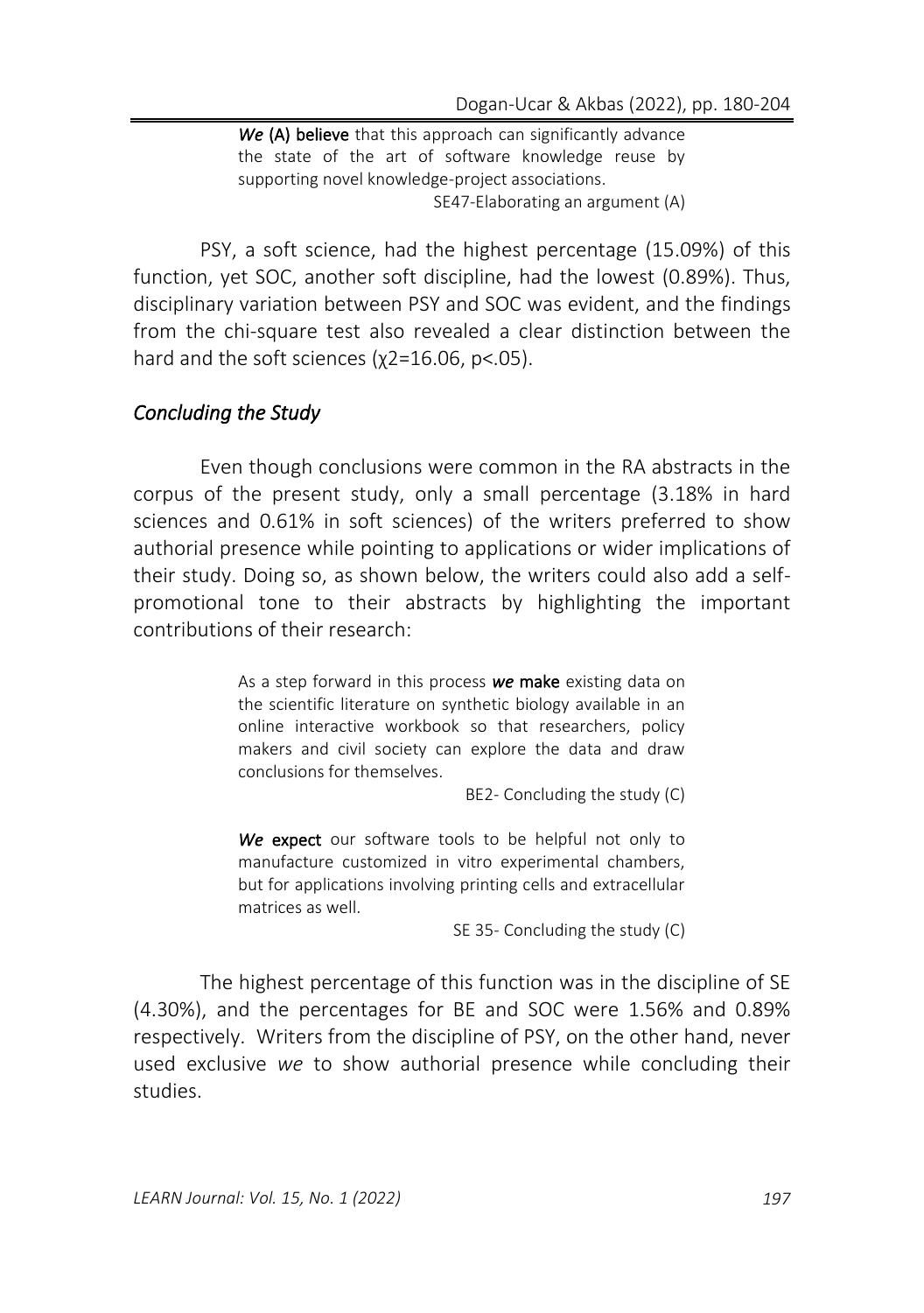> ***We*** **(A) believe** that this approach can significantly advance the state of the art of software knowledge reuse by supporting novel knowledge-project associations.
>
> SE47-Elaborating an argument (A)

PSY, a soft science, had the highest percentage (15.09%) of this function, yet SOC, another soft discipline, had the lowest (0.89%). Thus, disciplinary variation between PSY and SOC was evident, and the findings from the chi-square test also revealed a clear distinction between the hard and the soft sciences ($\chi^2$=16.06, $p$<.05).

### *Concluding the Study*

Even though conclusions were common in the RA abstracts in the corpus of the present study, only a small percentage (3.18% in hard sciences and 0.61% in soft sciences) of the writers preferred to show authorial presence while pointing to applications or wider implications of their study. Doing so, as shown below, the writers could also add a self-promotional tone to their abstracts by highlighting the important contributions of their research:

> As a step forward in this process ***we*** **make** existing data on the scientific literature on synthetic biology available in an online interactive workbook so that researchers, policy makers and civil society can explore the data and draw conclusions for themselves.
>
> BE2- Concluding the study (C)

> ***We*** **expect** our software tools to be helpful not only to manufacture customized in vitro experimental chambers, but for applications involving printing cells and extracellular matrices as well.
>
> SE 35- Concluding the study (C)

The highest percentage of this function was in the discipline of SE (4.30%), and the percentages for BE and SOC were 1.56% and 0.89% respectively. Writers from the discipline of PSY, on the other hand, never used exclusive *we* to show authorial presence while concluding their studies.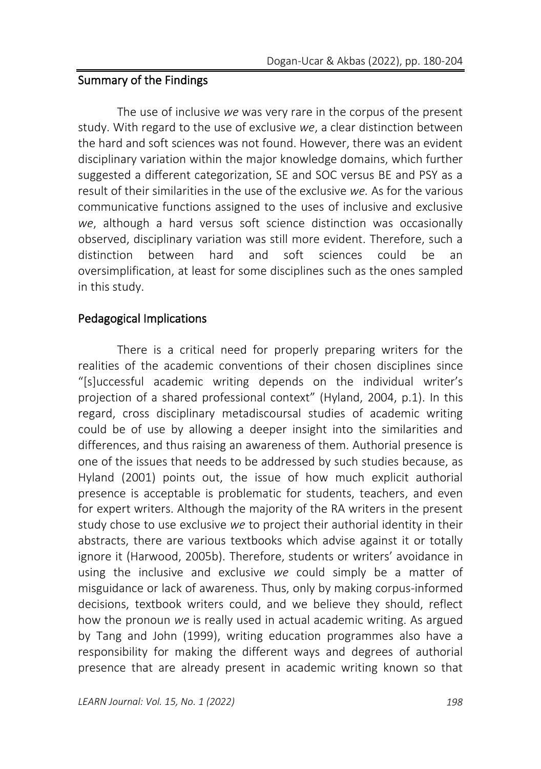## Summary of the Findings

The use of inclusive *we* was very rare in the corpus of the present study. With regard to the use of exclusive *we*, a clear distinction between the hard and soft sciences was not found. However, there was an evident disciplinary variation within the major knowledge domains, which further suggested a different categorization, SE and SOC versus BE and PSY as a result of their similarities in the use of the exclusive *we.* As for the various communicative functions assigned to the uses of inclusive and exclusive *we*, although a hard versus soft science distinction was occasionally observed, disciplinary variation was still more evident. Therefore, such a distinction between hard and soft sciences could be an oversimplification, at least for some disciplines such as the ones sampled in this study.

## Pedagogical Implications

There is a critical need for properly preparing writers for the realities of the academic conventions of their chosen disciplines since "[s]uccessful academic writing depends on the individual writer's projection of a shared professional context" (Hyland, 2004, p.1). In this regard, cross disciplinary metadiscoursal studies of academic writing could be of use by allowing a deeper insight into the similarities and differences, and thus raising an awareness of them. Authorial presence is one of the issues that needs to be addressed by such studies because, as Hyland (2001) points out, the issue of how much explicit authorial presence is acceptable is problematic for students, teachers, and even for expert writers. Although the majority of the RA writers in the present study chose to use exclusive *we* to project their authorial identity in their abstracts, there are various textbooks which advise against it or totally ignore it (Harwood, 2005b). Therefore, students or writers' avoidance in using the inclusive and exclusive *we* could simply be a matter of misguidance or lack of awareness. Thus, only by making corpus-informed decisions, textbook writers could, and we believe they should, reflect how the pronoun *we* is really used in actual academic writing. As argued by Tang and John (1999), writing education programmes also have a responsibility for making the different ways and degrees of authorial presence that are already present in academic writing known so that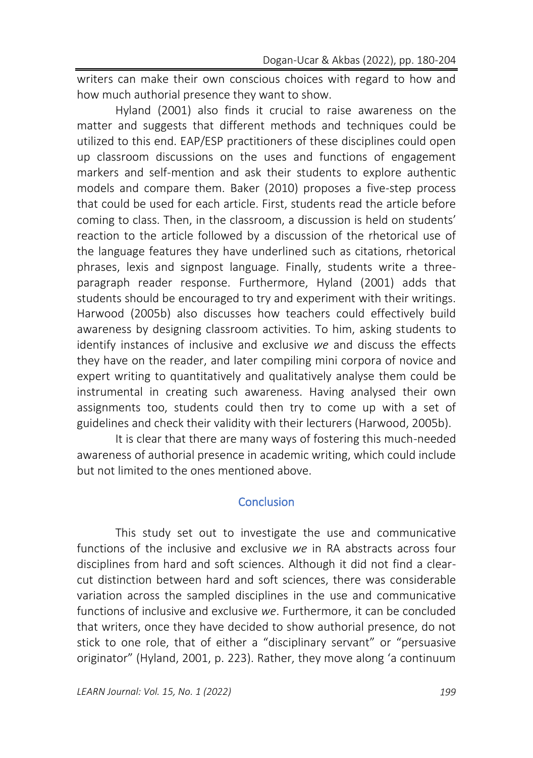writers can make their own conscious choices with regard to how and how much authorial presence they want to show.

Hyland (2001) also finds it crucial to raise awareness on the matter and suggests that different methods and techniques could be utilized to this end. EAP/ESP practitioners of these disciplines could open up classroom discussions on the uses and functions of engagement markers and self-mention and ask their students to explore authentic models and compare them. Baker (2010) proposes a five-step process that could be used for each article. First, students read the article before coming to class. Then, in the classroom, a discussion is held on students' reaction to the article followed by a discussion of the rhetorical use of the language features they have underlined such as citations, rhetorical phrases, lexis and signpost language. Finally, students write a three-paragraph reader response. Furthermore, Hyland (2001) adds that students should be encouraged to try and experiment with their writings. Harwood (2005b) also discusses how teachers could effectively build awareness by designing classroom activities. To him, asking students to identify instances of inclusive and exclusive *we* and discuss the effects they have on the reader, and later compiling mini corpora of novice and expert writing to quantitatively and qualitatively analyse them could be instrumental in creating such awareness. Having analysed their own assignments too, students could then try to come up with a set of guidelines and check their validity with their lecturers (Harwood, 2005b).

It is clear that there are many ways of fostering this much-needed awareness of authorial presence in academic writing, which could include but not limited to the ones mentioned above.

## Conclusion

This study set out to investigate the use and communicative functions of the inclusive and exclusive *we* in RA abstracts across four disciplines from hard and soft sciences. Although it did not find a clear-cut distinction between hard and soft sciences, there was considerable variation across the sampled disciplines in the use and communicative functions of inclusive and exclusive *we*. Furthermore, it can be concluded that writers, once they have decided to show authorial presence, do not stick to one role, that of either a "disciplinary servant" or "persuasive originator" (Hyland, 2001, p. 223). Rather, they move along 'a continuum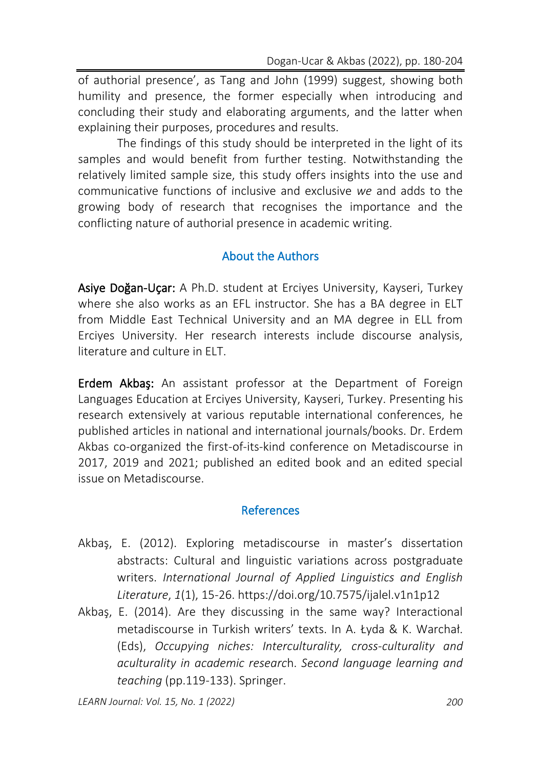of authorial presence', as Tang and John (1999) suggest, showing both humility and presence, the former especially when introducing and concluding their study and elaborating arguments, and the latter when explaining their purposes, procedures and results.

The findings of this study should be interpreted in the light of its samples and would benefit from further testing. Notwithstanding the relatively limited sample size, this study offers insights into the use and communicative functions of inclusive and exclusive *we* and adds to the growing body of research that recognises the importance and the conflicting nature of authorial presence in academic writing.

## About the Authors

**Asiye Doğan-Uçar:** A Ph.D. student at Erciyes University, Kayseri, Turkey where she also works as an EFL instructor. She has a BA degree in ELT from Middle East Technical University and an MA degree in ELL from Erciyes University. Her research interests include discourse analysis, literature and culture in ELT.

**Erdem Akbaş:** An assistant professor at the Department of Foreign Languages Education at Erciyes University, Kayseri, Turkey. Presenting his research extensively at various reputable international conferences, he published articles in national and international journals/books. Dr. Erdem Akbas co-organized the first-of-its-kind conference on Metadiscourse in 2017, 2019 and 2021; published an edited book and an edited special issue on Metadiscourse.

## References

Akbaş, E. (2012). Exploring metadiscourse in master's dissertation abstracts: Cultural and linguistic variations across postgraduate writers. *International Journal of Applied Linguistics and English Literature*, *1*(1), 15-26. https://doi.org/10.7575/ijalel.v1n1p12

Akbaş, E. (2014). Are they discussing in the same way? Interactional metadiscourse in Turkish writers' texts. In A. Łyda & K. Warchał. (Eds), *Occupying niches: Interculturality, cross-culturality and aculturality in academic research. Second language learning and teaching* (pp.119-133). Springer.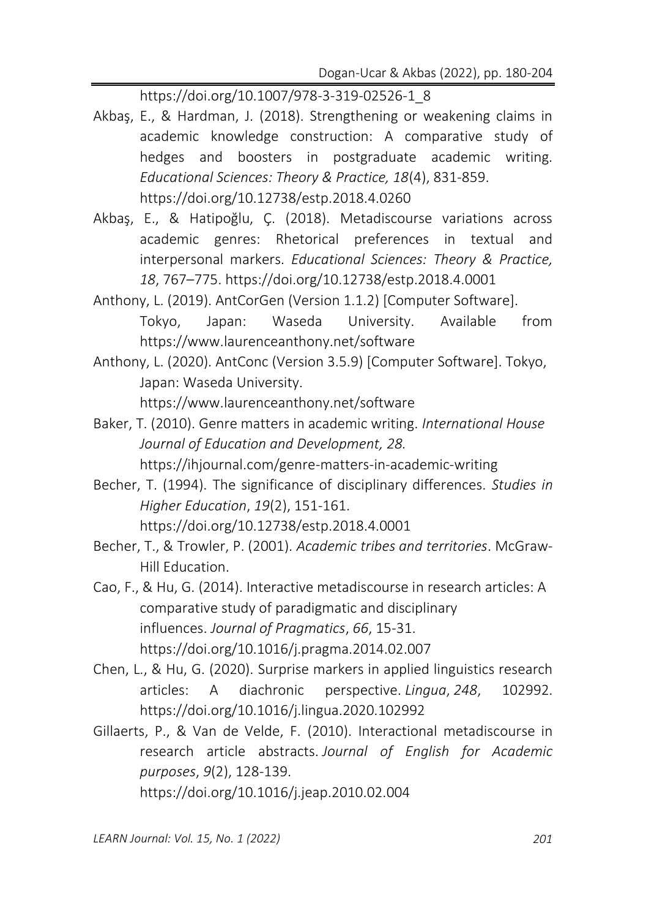https://doi.org/10.1007/978-3-319-02526-1_8

Akbaş, E., & Hardman, J. (2018). Strengthening or weakening claims in academic knowledge construction: A comparative study of hedges and boosters in postgraduate academic writing. *Educational Sciences: Theory & Practice, 18*(4), 831-859. https://doi.org/10.12738/estp.2018.4.0260

Akbaş, E., & Hatipoğlu, Ç. (2018). Metadiscourse variations across academic genres: Rhetorical preferences in textual and interpersonal markers. *Educational Sciences: Theory & Practice, 18*, 767–775. https://doi.org/10.12738/estp.2018.4.0001

Anthony, L. (2019). AntCorGen (Version 1.1.2) [Computer Software]. Tokyo, Japan: Waseda University. Available from https://www.laurenceanthony.net/software

Anthony, L. (2020). AntConc (Version 3.5.9) [Computer Software]. Tokyo, Japan: Waseda University. https://www.laurenceanthony.net/software

Baker, T. (2010). Genre matters in academic writing. *International House Journal of Education and Development, 28.* https://ihjournal.com/genre-matters-in-academic-writing

Becher, T. (1994). The significance of disciplinary differences. *Studies in Higher Education*, *19*(2), 151-161. https://doi.org/10.12738/estp.2018.4.0001

Becher, T., & Trowler, P. (2001). *Academic tribes and territories*. McGraw-Hill Education.

Cao, F., & Hu, G. (2014). Interactive metadiscourse in research articles: A comparative study of paradigmatic and disciplinary influences. *Journal of Pragmatics*, *66*, 15-31. https://doi.org/10.1016/j.pragma.2014.02.007

Chen, L., & Hu, G. (2020). Surprise markers in applied linguistics research articles: A diachronic perspective. *Lingua*, *248*, 102992. https://doi.org/10.1016/j.lingua.2020.102992

Gillaerts, P., & Van de Velde, F. (2010). Interactional metadiscourse in research article abstracts. *Journal of English for Academic purposes*, *9*(2), 128-139. https://doi.org/10.1016/j.jeap.2010.02.004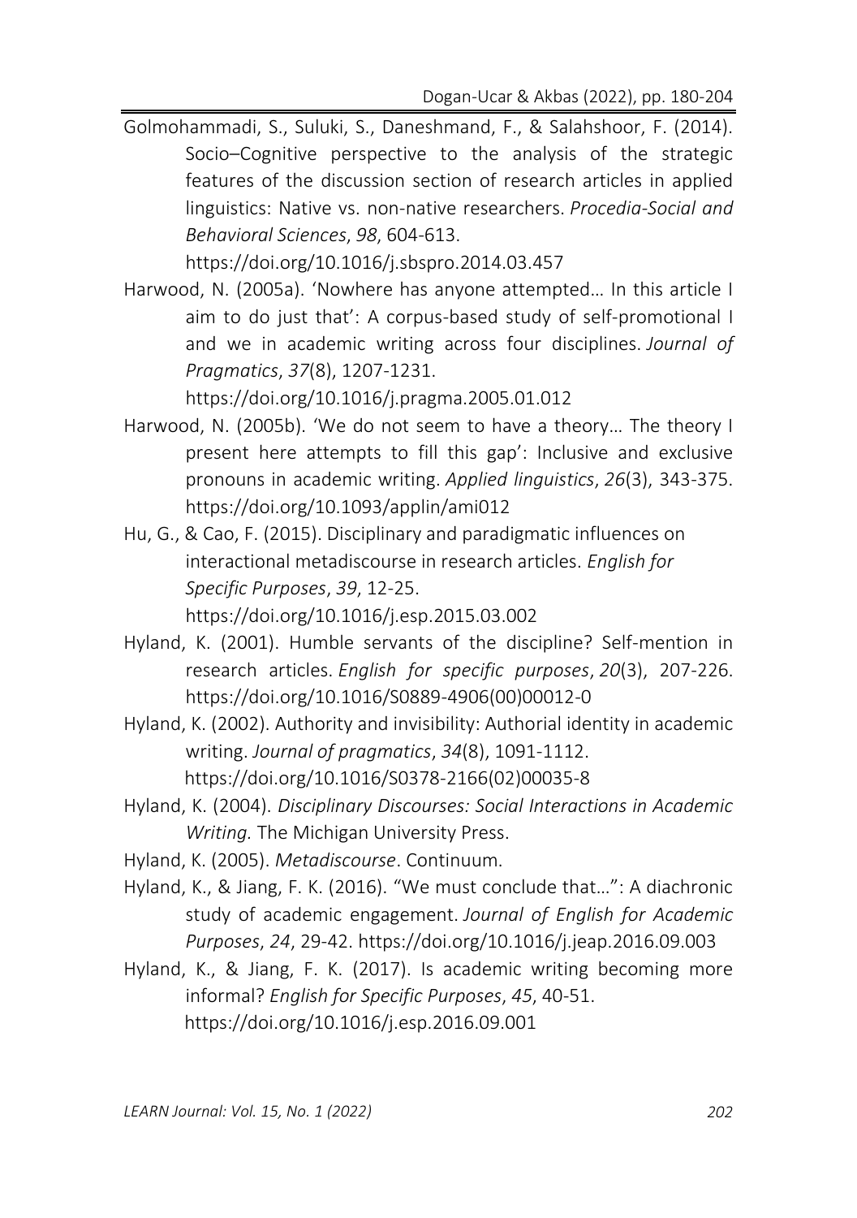Golmohammadi, S., Suluki, S., Daneshmand, F., & Salahshoor, F. (2014). Socio–Cognitive perspective to the analysis of the strategic features of the discussion section of research articles in applied linguistics: Native vs. non-native researchers. *Procedia-Social and Behavioral Sciences*, *98*, 604-613. https://doi.org/10.1016/j.sbspro.2014.03.457

Harwood, N. (2005a). 'Nowhere has anyone attempted… In this article I aim to do just that': A corpus-based study of self-promotional I and we in academic writing across four disciplines. *Journal of Pragmatics*, *37*(8), 1207-1231. https://doi.org/10.1016/j.pragma.2005.01.012

Harwood, N. (2005b). 'We do not seem to have a theory… The theory I present here attempts to fill this gap': Inclusive and exclusive pronouns in academic writing. *Applied linguistics*, *26*(3), 343-375. https://doi.org/10.1093/applin/ami012

Hu, G., & Cao, F. (2015). Disciplinary and paradigmatic influences on interactional metadiscourse in research articles. *English for Specific Purposes*, *39*, 12-25. https://doi.org/10.1016/j.esp.2015.03.002

Hyland, K. (2001). Humble servants of the discipline? Self-mention in research articles. *English for specific purposes*, *20*(3), 207-226. https://doi.org/10.1016/S0889-4906(00)00012-0

Hyland, K. (2002). Authority and invisibility: Authorial identity in academic writing. *Journal of pragmatics*, *34*(8), 1091-1112. https://doi.org/10.1016/S0378-2166(02)00035-8

Hyland, K. (2004). *Disciplinary Discourses: Social Interactions in Academic Writing.* The Michigan University Press.

Hyland, K. (2005). *Metadiscourse*. Continuum.

Hyland, K., & Jiang, F. K. (2016). "We must conclude that…": A diachronic study of academic engagement. *Journal of English for Academic Purposes*, *24*, 29-42. https://doi.org/10.1016/j.jeap.2016.09.003

Hyland, K., & Jiang, F. K. (2017). Is academic writing becoming more informal? *English for Specific Purposes*, *45*, 40-51. https://doi.org/10.1016/j.esp.2016.09.001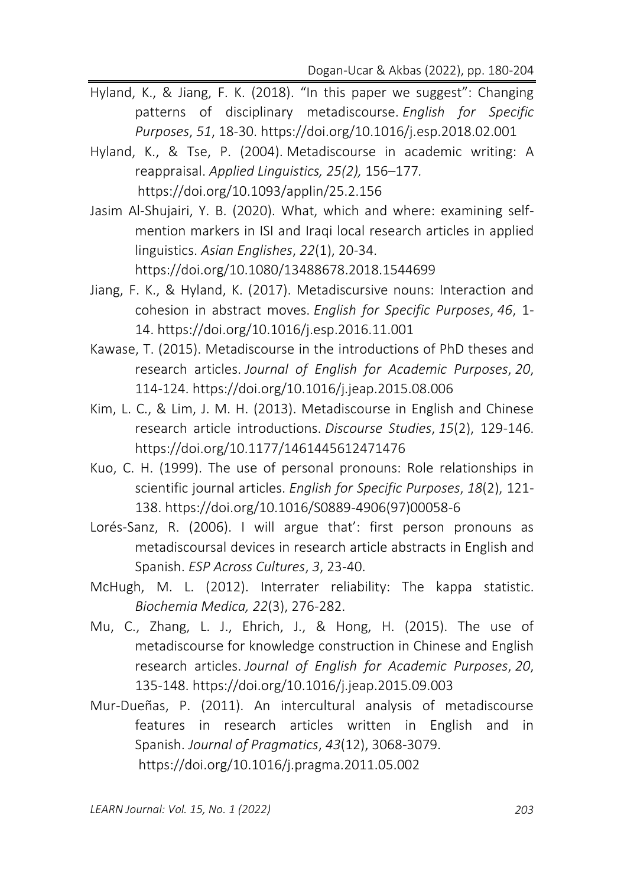Hyland, K., & Jiang, F. K. (2018). "In this paper we suggest": Changing patterns of disciplinary metadiscourse. *English for Specific Purposes*, *51*, 18-30. https://doi.org/10.1016/j.esp.2018.02.001

Hyland, K., & Tse, P. (2004). Metadiscourse in academic writing: A reappraisal. *Applied Linguistics, 25(2),* 156–177. https://doi.org/10.1093/applin/25.2.156

Jasim Al-Shujairi, Y. B. (2020). What, which and where: examining self-mention markers in ISI and Iraqi local research articles in applied linguistics. *Asian Englishes*, *22*(1), 20-34. https://doi.org/10.1080/13488678.2018.1544699

Jiang, F. K., & Hyland, K. (2017). Metadiscursive nouns: Interaction and cohesion in abstract moves. *English for Specific Purposes*, *46*, 1-14. https://doi.org/10.1016/j.esp.2016.11.001

Kawase, T. (2015). Metadiscourse in the introductions of PhD theses and research articles. *Journal of English for Academic Purposes*, *20*, 114-124. https://doi.org/10.1016/j.jeap.2015.08.006

Kim, L. C., & Lim, J. M. H. (2013). Metadiscourse in English and Chinese research article introductions. *Discourse Studies*, *15*(2), 129-146. https://doi.org/10.1177/1461445612471476

Kuo, C. H. (1999). The use of personal pronouns: Role relationships in scientific journal articles. *English for Specific Purposes*, *18*(2), 121-138. https://doi.org/10.1016/S0889-4906(97)00058-6

Lorés-Sanz, R. (2006). I will argue that': first person pronouns as metadiscoursal devices in research article abstracts in English and Spanish. *ESP Across Cultures*, *3*, 23-40.

McHugh, M. L. (2012). Interrater reliability: The kappa statistic. *Biochemia Medica, 22*(3), 276-282.

Mu, C., Zhang, L. J., Ehrich, J., & Hong, H. (2015). The use of metadiscourse for knowledge construction in Chinese and English research articles. *Journal of English for Academic Purposes*, *20*, 135-148. https://doi.org/10.1016/j.jeap.2015.09.003

Mur-Dueñas, P. (2011). An intercultural analysis of metadiscourse features in research articles written in English and in Spanish. *Journal of Pragmatics*, *43*(12), 3068-3079. https://doi.org/10.1016/j.pragma.2011.05.002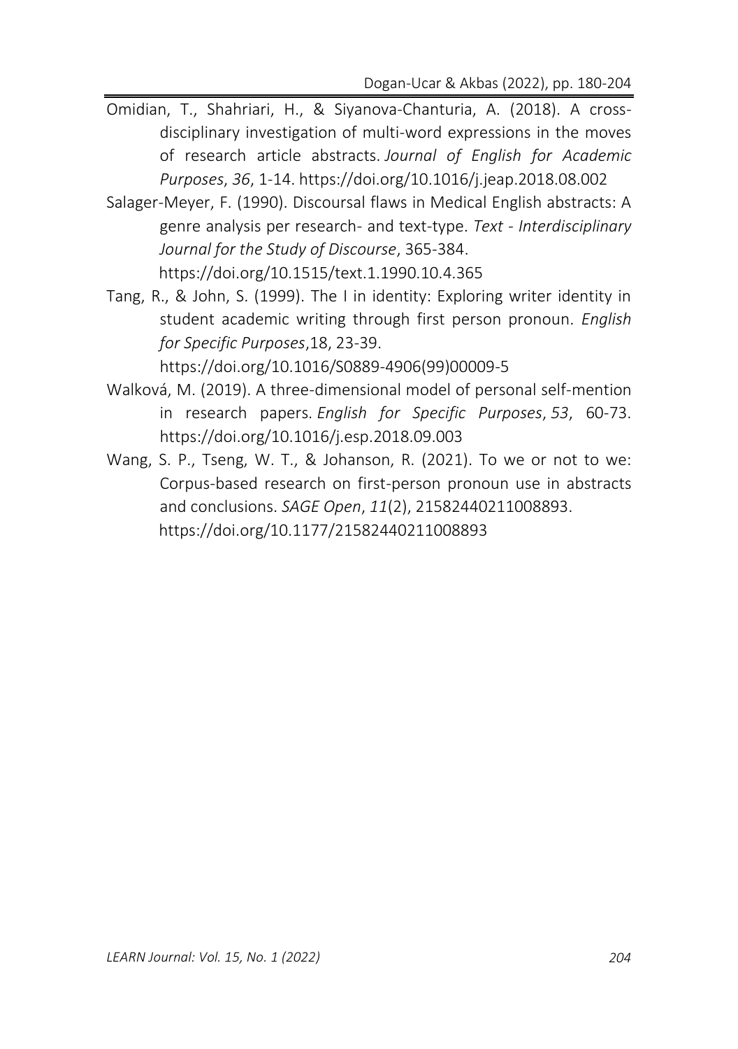Omidian, T., Shahriari, H., & Siyanova-Chanturia, A. (2018). A cross-disciplinary investigation of multi-word expressions in the moves of research article abstracts. *Journal of English for Academic Purposes*, *36*, 1-14. https://doi.org/10.1016/j.jeap.2018.08.002

Salager-Meyer, F. (1990). Discoursal flaws in Medical English abstracts: A genre analysis per research- and text-type. *Text - Interdisciplinary Journal for the Study of Discourse*, 365-384. https://doi.org/10.1515/text.1.1990.10.4.365

Tang, R., & John, S. (1999). The I in identity: Exploring writer identity in student academic writing through first person pronoun. *English for Specific Purposes*,18, 23-39. https://doi.org/10.1016/S0889-4906(99)00009-5

Walková, M. (2019). A three-dimensional model of personal self-mention in research papers. *English for Specific Purposes*, *53*, 60-73. https://doi.org/10.1016/j.esp.2018.09.003

Wang, S. P., Tseng, W. T., & Johanson, R. (2021). To we or not to we: Corpus-based research on first-person pronoun use in abstracts and conclusions. *SAGE Open*, *11*(2), 21582440211008893. https://doi.org/10.1177/21582440211008893